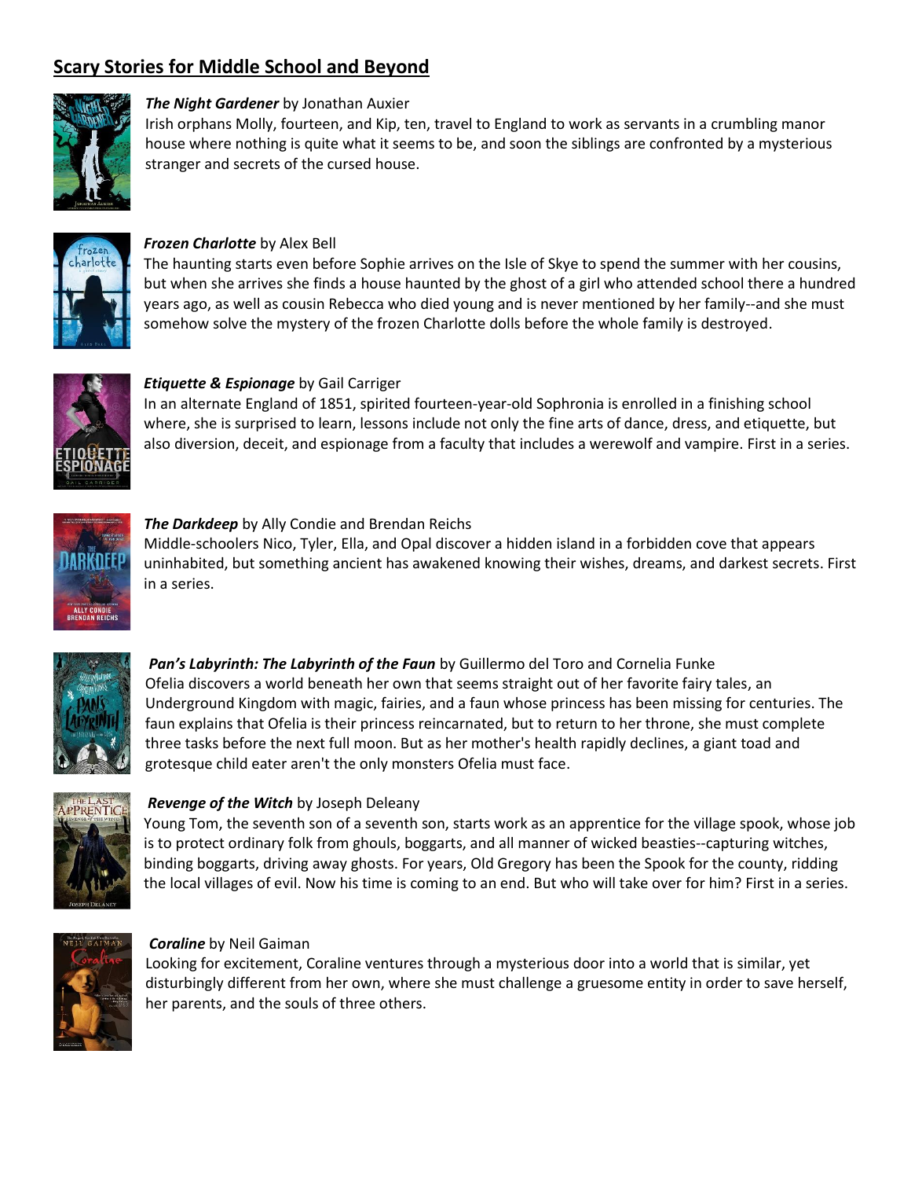## Scary Stories for Middle School and Beyond

***The Night Gardener*** by Jonathan Auxier
Irish orphans Molly, fourteen, and Kip, ten, travel to England to work as servants in a crumbling manor house where nothing is quite what it seems to be, and soon the siblings are confronted by a mysterious stranger and secrets of the cursed house.

***Frozen Charlotte*** by Alex Bell
The haunting starts even before Sophie arrives on the Isle of Skye to spend the summer with her cousins, but when she arrives she finds a house haunted by the ghost of a girl who attended school there a hundred years ago, as well as cousin Rebecca who died young and is never mentioned by her family--and she must somehow solve the mystery of the frozen Charlotte dolls before the whole family is destroyed.

***Etiquette & Espionage*** by Gail Carriger
In an alternate England of 1851, spirited fourteen-year-old Sophronia is enrolled in a finishing school where, she is surprised to learn, lessons include not only the fine arts of dance, dress, and etiquette, but also diversion, deceit, and espionage from a faculty that includes a werewolf and vampire. First in a series.

***The Darkdeep*** by Ally Condie and Brendan Reichs
Middle-schoolers Nico, Tyler, Ella, and Opal discover a hidden island in a forbidden cove that appears uninhabited, but something ancient has awakened knowing their wishes, dreams, and darkest secrets. First in a series.

***Pan's Labyrinth: The Labyrinth of the Faun*** by Guillermo del Toro and Cornelia Funke
Ofelia discovers a world beneath her own that seems straight out of her favorite fairy tales, an Underground Kingdom with magic, fairies, and a faun whose princess has been missing for centuries. The faun explains that Ofelia is their princess reincarnated, but to return to her throne, she must complete three tasks before the next full moon. But as her mother's health rapidly declines, a giant toad and grotesque child eater aren't the only monsters Ofelia must face.

***Revenge of the Witch*** by Joseph Deleany
Young Tom, the seventh son of a seventh son, starts work as an apprentice for the village spook, whose job is to protect ordinary folk from ghouls, boggarts, and all manner of wicked beasties--capturing witches, binding boggarts, driving away ghosts. For years, Old Gregory has been the Spook for the county, ridding the local villages of evil. Now his time is coming to an end. But who will take over for him? First in a series.

***Coraline*** by Neil Gaiman
Looking for excitement, Coraline ventures through a mysterious door into a world that is similar, yet disturbingly different from her own, where she must challenge a gruesome entity in order to save herself, her parents, and the souls of three others.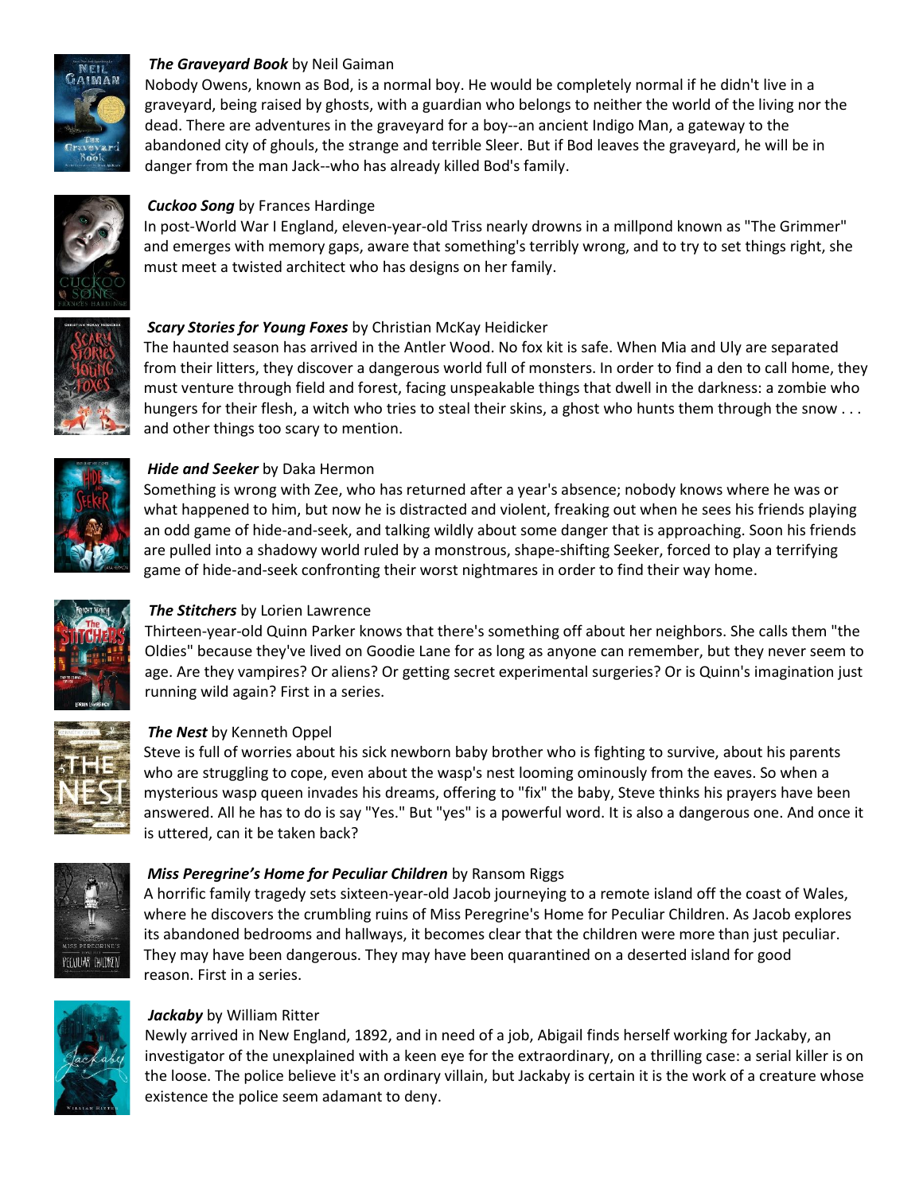***The Graveyard Book*** by Neil Gaiman
Nobody Owens, known as Bod, is a normal boy. He would be completely normal if he didn't live in a graveyard, being raised by ghosts, with a guardian who belongs to neither the world of the living nor the dead. There are adventures in the graveyard for a boy--an ancient Indigo Man, a gateway to the abandoned city of ghouls, the strange and terrible Sleer. But if Bod leaves the graveyard, he will be in danger from the man Jack--who has already killed Bod's family.

***Cuckoo Song*** by Frances Hardinge
In post-World War I England, eleven-year-old Triss nearly drowns in a millpond known as "The Grimmer" and emerges with memory gaps, aware that something's terribly wrong, and to try to set things right, she must meet a twisted architect who has designs on her family.

***Scary Stories for Young Foxes*** by Christian McKay Heidicker
The haunted season has arrived in the Antler Wood. No fox kit is safe. When Mia and Uly are separated from their litters, they discover a dangerous world full of monsters. In order to find a den to call home, they must venture through field and forest, facing unspeakable things that dwell in the darkness: a zombie who hungers for their flesh, a witch who tries to steal their skins, a ghost who hunts them through the snow . . . and other things too scary to mention.

***Hide and Seeker*** by Daka Hermon
Something is wrong with Zee, who has returned after a year's absence; nobody knows where he was or what happened to him, but now he is distracted and violent, freaking out when he sees his friends playing an odd game of hide-and-seek, and talking wildly about some danger that is approaching. Soon his friends are pulled into a shadowy world ruled by a monstrous, shape-shifting Seeker, forced to play a terrifying game of hide-and-seek confronting their worst nightmares in order to find their way home.

***The Stitchers*** by Lorien Lawrence
Thirteen-year-old Quinn Parker knows that there's something off about her neighbors. She calls them "the Oldies" because they've lived on Goodie Lane for as long as anyone can remember, but they never seem to age. Are they vampires? Or aliens? Or getting secret experimental surgeries? Or is Quinn's imagination just running wild again? First in a series.

***The Nest*** by Kenneth Oppel
Steve is full of worries about his sick newborn baby brother who is fighting to survive, about his parents who are struggling to cope, even about the wasp's nest looming ominously from the eaves. So when a mysterious wasp queen invades his dreams, offering to "fix" the baby, Steve thinks his prayers have been answered. All he has to do is say "Yes." But "yes" is a powerful word. It is also a dangerous one. And once it is uttered, can it be taken back?

***Miss Peregrine's Home for Peculiar Children*** by Ransom Riggs
A horrific family tragedy sets sixteen-year-old Jacob journeying to a remote island off the coast of Wales, where he discovers the crumbling ruins of Miss Peregrine's Home for Peculiar Children. As Jacob explores its abandoned bedrooms and hallways, it becomes clear that the children were more than just peculiar. They may have been dangerous. They may have been quarantined on a deserted island for good reason. First in a series.

***Jackaby*** by William Ritter
Newly arrived in New England, 1892, and in need of a job, Abigail finds herself working for Jackaby, an investigator of the unexplained with a keen eye for the extraordinary, on a thrilling case: a serial killer is on the loose. The police believe it's an ordinary villain, but Jackaby is certain it is the work of a creature whose existence the police seem adamant to deny.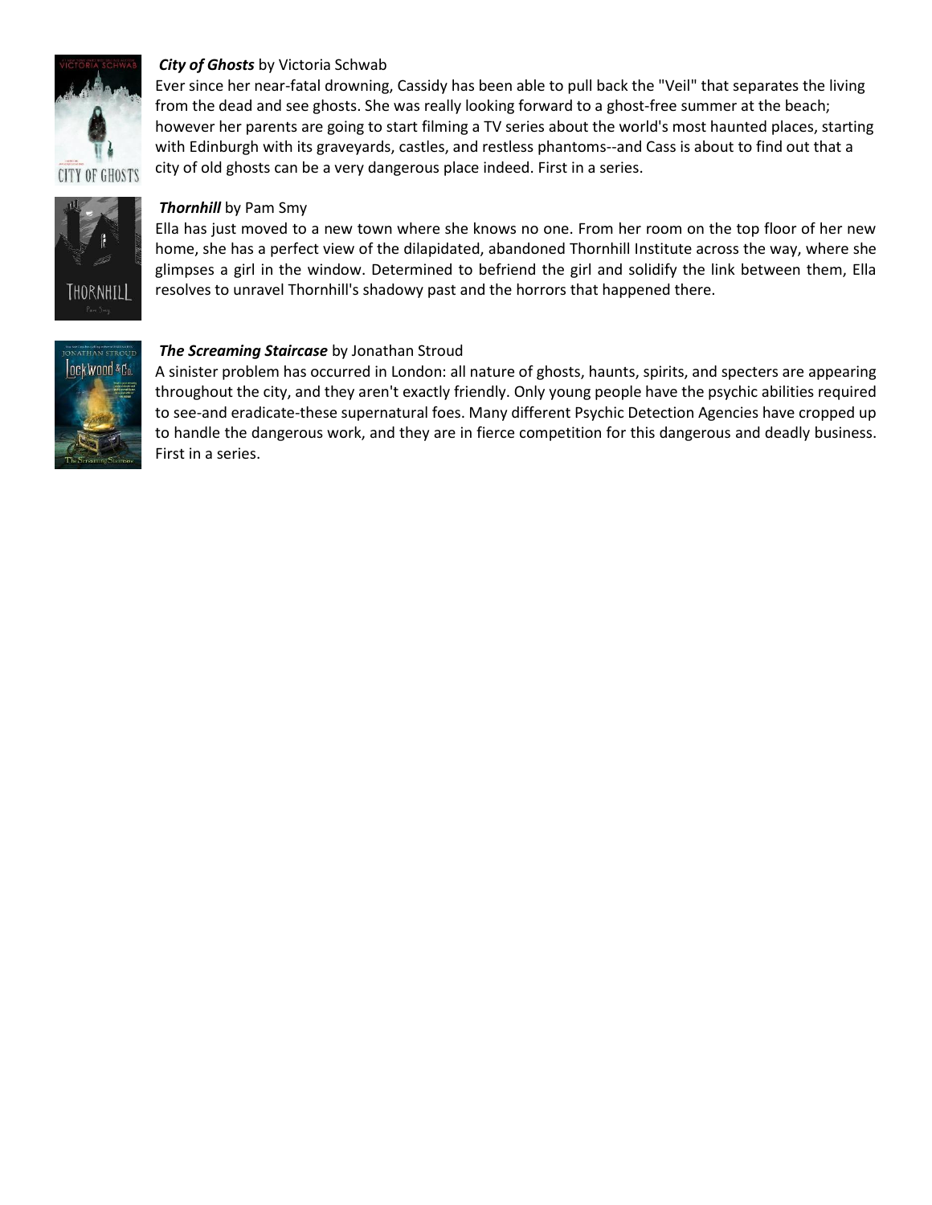***City of Ghosts*** by Victoria Schwab

Ever since her near-fatal drowning, Cassidy has been able to pull back the "Veil" that separates the living from the dead and see ghosts. She was really looking forward to a ghost-free summer at the beach; however her parents are going to start filming a TV series about the world's most haunted places, starting with Edinburgh with its graveyards, castles, and restless phantoms--and Cass is about to find out that a city of old ghosts can be a very dangerous place indeed. First in a series.

***Thornhill*** by Pam Smy

Ella has just moved to a new town where she knows no one. From her room on the top floor of her new home, she has a perfect view of the dilapidated, abandoned Thornhill Institute across the way, where she glimpses a girl in the window. Determined to befriend the girl and solidify the link between them, Ella resolves to unravel Thornhill's shadowy past and the horrors that happened there.

***The Screaming Staircase*** by Jonathan Stroud

A sinister problem has occurred in London: all nature of ghosts, haunts, spirits, and specters are appearing throughout the city, and they aren't exactly friendly. Only young people have the psychic abilities required to see-and eradicate-these supernatural foes. Many different Psychic Detection Agencies have cropped up to handle the dangerous work, and they are in fierce competition for this dangerous and deadly business. First in a series.